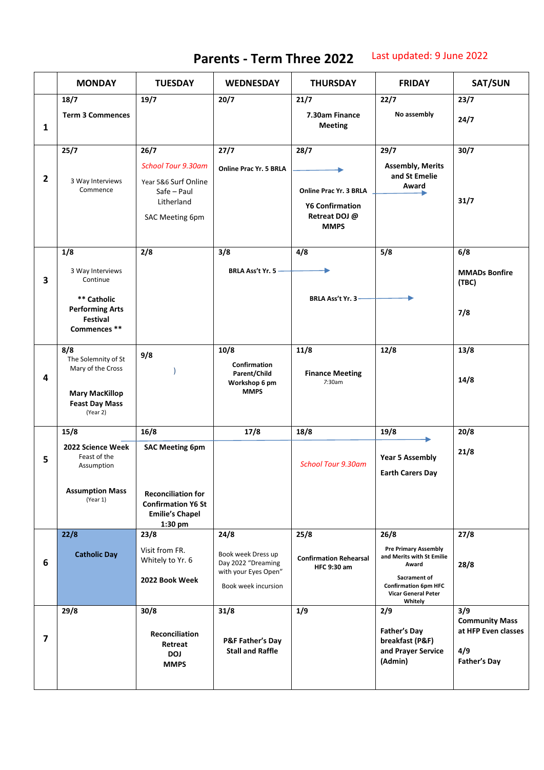# Parents - Term Three 2022

Last updated: 9 June 2022

| | MONDAY | TUESDAY | WEDNESDAY | THURSDAY | FRIDAY | SAT/SUN |
|---|---|---|---|---|---|---|
| 1 | 18/7 **Term 3 Commences** | 19/7 | 20/7 | 21/7 **7.30am Finance Meeting** | 22/7 **No assembly** | **23/7** **24/7** |
| 2 | **25/7** 3 Way Interviews Commence | **26/7** *School Tour 9.30am* Year 5&6 Surf Online Safe – Paul Litherland SAC Meeting 6pm | **27/7** **Online Prac Yr. 5 BRLA** → | **28/7** **Online Prac Yr. 3 BRLA** → **Y6 Confirmation Retreat DOJ @ MMPS** | **29/7** **Assembly, Merits and St Emelie Award** | **30/7** **31/7** |
| 3 | **1/8** 3 Way Interviews Continue **** Catholic Performing Arts Festival Commences **** | **2/8** | **3/8** **BRLA Ass't Yr. 5** → | **4/8** **BRLA Ass't Yr. 3** → | **5/8** | **6/8** **MMADs Bonfire (TBC)** **7/8** |
| 4 | **8/8** The Solemnity of St Mary of the Cross **Mary MacKillop Feast Day Mass** (Year 2) | **9/8** ) | **10/8** **Confirmation Parent/Child Workshop 6 pm MMPS** | **11/8** **Finance Meeting** 7:30am | **12/8** | **13/8** **14/8** |
| 5 | **15/8** **2022 Science Week** → Feast of the Assumption **Assumption Mass** (Year 1) | **16/8** **SAC Meeting 6pm** **Reconciliation for Confirmation Y6 St Emilie's Chapel 1:30 pm** | **17/8** | **18/8** *School Tour 9.30am* | **19/8** **Year 5 Assembly** **Earth Carers Day** | **20/8** **21/8** |
| 6 | **22/8** **Catholic Day** | **23/8** Visit from FR. Whitely to Yr. 6 **2022 Book Week** | **24/8** Book week Dress up Day 2022 "Dreaming with your Eyes Open" Book week incursion | **25/8** **Confirmation Rehearsal HFC 9:30 am** | **26/8** **Pre Primary Assembly and Merits with St Emilie Award** **Sacrament of Confirmation 6pm HFC Vicar General Peter Whitely** | **27/8** **28/8** |
| 7 | **29/8** | **30/8** **Reconciliation Retreat DOJ MMPS** | **31/8** **P&F Father's Day Stall and Raffle** | **1/9** | **2/9** **Father's Day breakfast (P&F) and Prayer Service (Admin)** | **3/9** **Community Mass at HFP Even classes** **4/9** **Father's Day** |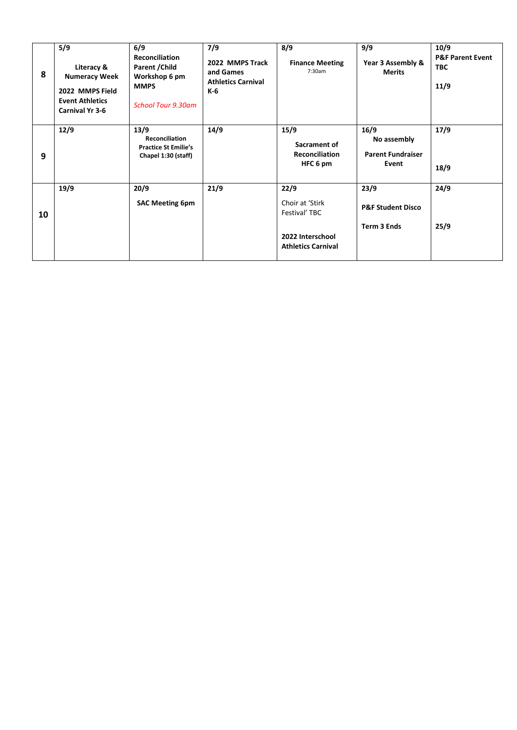| | | | | | | |
|---|---|---|---|---|---|---|
| **8** | **5/9**<br><br>**Literacy & Numeracy Week**<br><br>**2022 MMPS Field Event Athletics Carnival Yr 3-6** | **6/9**<br>**Reconciliation Parent /Child Workshop 6 pm MMPS**<br><br>*School Tour 9.30am* | **7/9**<br><br>**2022 MMPS Track and Games Athletics Carnival K-6** | **8/9**<br><br>**Finance Meeting**<br>7:30am | **9/9**<br><br>**Year 3 Assembly & Merits** | **10/9**<br>**P&F Parent Event TBC**<br><br>**11/9** |
| **9** | **12/9** | **13/9**<br>**Reconciliation Practice St Emilie's Chapel 1:30 (staff)** | **14/9** | **15/9**<br><br>**Sacrament of Reconciliation HFC 6 pm** | **16/9**<br>**No assembly**<br><br>**Parent Fundraiser Event** | **17/9**<br><br>**18/9** |
| **10** | **19/9** | **20/9**<br><br>**SAC Meeting 6pm** | **21/9** | **22/9**<br><br>Choir at 'Stirk Festival' TBC<br><br>**2022 Interschool Athletics Carnival** | **23/9**<br><br>**P&F Student Disco**<br><br>**Term 3 Ends** | **24/9**<br><br>**25/9** |